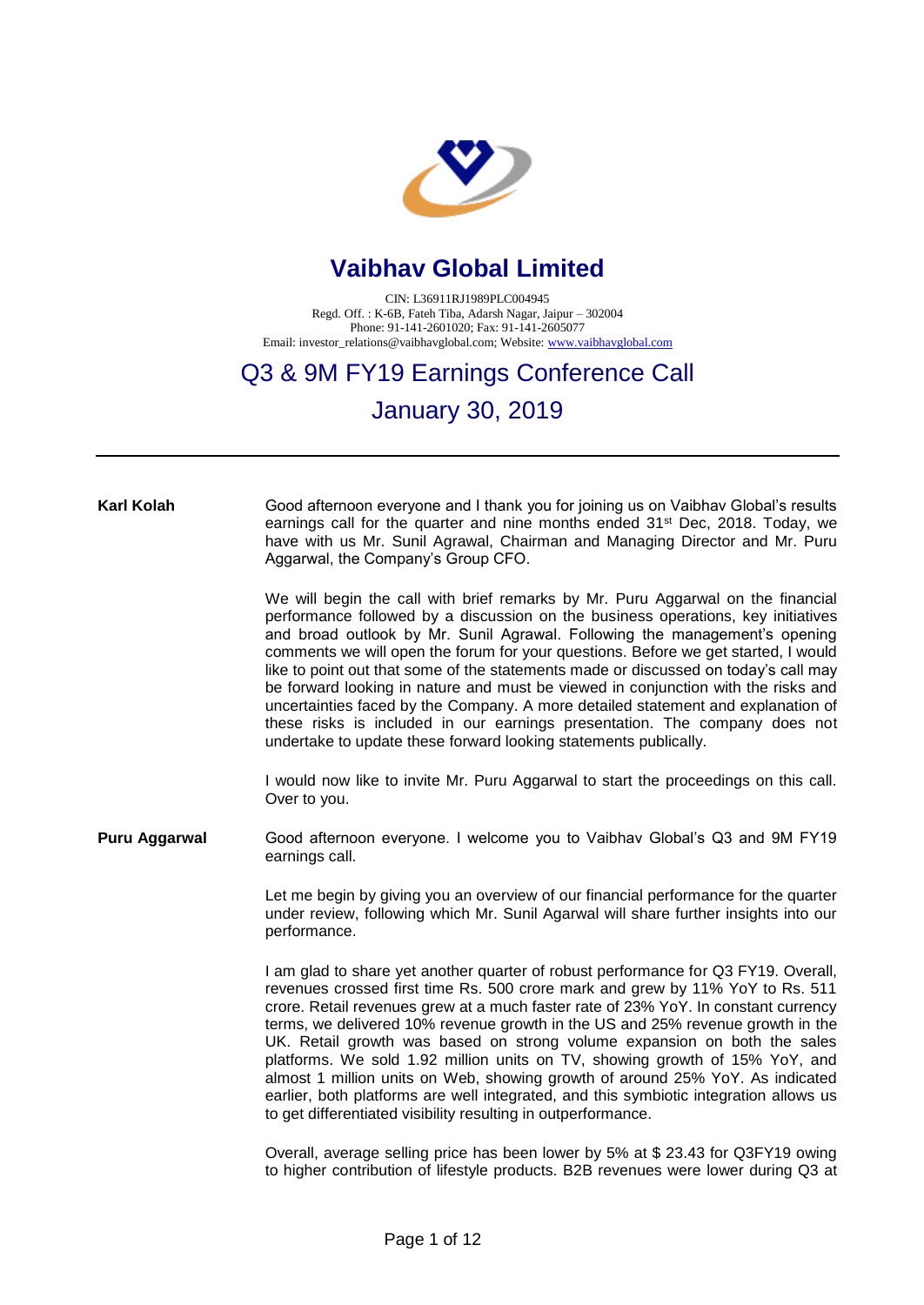# Vaibhav Global Limited

CIN: L36911RJ1989PLC004945
Regd. Off. : K-6B, Fateh Tiba, Adarsh Nagar, Jaipur – 302004
Phone: 91-141-2601020; Fax: 91-141-2605077
Email: investor_relations@vaibhavglobal.com; Website: www.vaibhavglobal.com

## Q3 & 9M FY19 Earnings Conference Call

## January 30, 2019

---

**Karl Kolah** Good afternoon everyone and I thank you for joining us on Vaibhav Global's results earnings call for the quarter and nine months ended 31st Dec, 2018. Today, we have with us Mr. Sunil Agrawal, Chairman and Managing Director and Mr. Puru Aggarwal, the Company's Group CFO.

We will begin the call with brief remarks by Mr. Puru Aggarwal on the financial performance followed by a discussion on the business operations, key initiatives and broad outlook by Mr. Sunil Agrawal. Following the management's opening comments we will open the forum for your questions. Before we get started, I would like to point out that some of the statements made or discussed on today's call may be forward looking in nature and must be viewed in conjunction with the risks and uncertainties faced by the Company. A more detailed statement and explanation of these risks is included in our earnings presentation. The company does not undertake to update these forward looking statements publically.

I would now like to invite Mr. Puru Aggarwal to start the proceedings on this call. Over to you.

**Puru Aggarwal** Good afternoon everyone. I welcome you to Vaibhav Global's Q3 and 9M FY19 earnings call.

Let me begin by giving you an overview of our financial performance for the quarter under review, following which Mr. Sunil Agarwal will share further insights into our performance.

I am glad to share yet another quarter of robust performance for Q3 FY19. Overall, revenues crossed first time Rs. 500 crore mark and grew by 11% YoY to Rs. 511 crore. Retail revenues grew at a much faster rate of 23% YoY. In constant currency terms, we delivered 10% revenue growth in the US and 25% revenue growth in the UK. Retail growth was based on strong volume expansion on both the sales platforms. We sold 1.92 million units on TV, showing growth of 15% YoY, and almost 1 million units on Web, showing growth of around 25% YoY. As indicated earlier, both platforms are well integrated, and this symbiotic integration allows us to get differentiated visibility resulting in outperformance.

Overall, average selling price has been lower by 5% at $ 23.43 for Q3FY19 owing to higher contribution of lifestyle products. B2B revenues were lower during Q3 at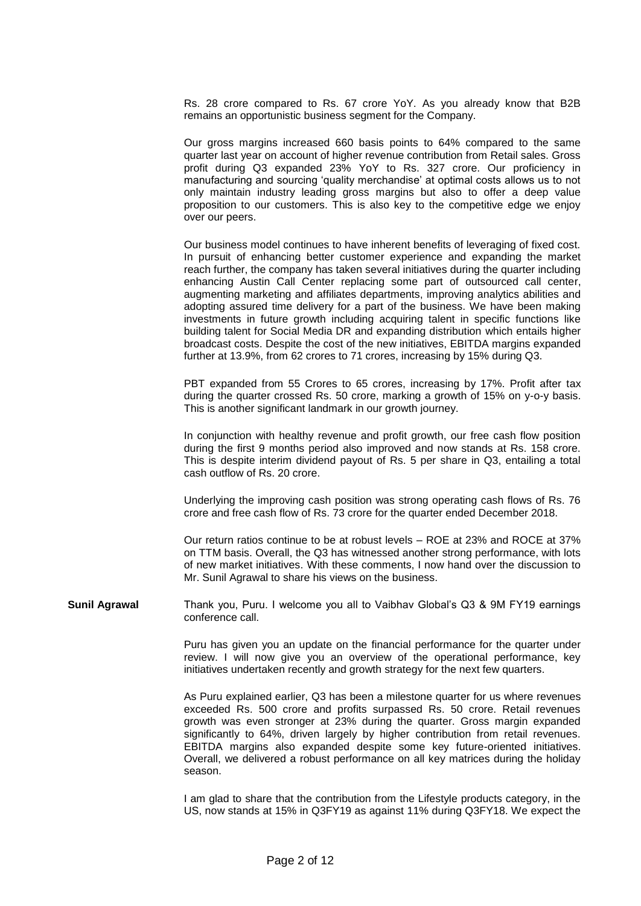Rs. 28 crore compared to Rs. 67 crore YoY. As you already know that B2B remains an opportunistic business segment for the Company.

Our gross margins increased 660 basis points to 64% compared to the same quarter last year on account of higher revenue contribution from Retail sales. Gross profit during Q3 expanded 23% YoY to Rs. 327 crore. Our proficiency in manufacturing and sourcing 'quality merchandise' at optimal costs allows us to not only maintain industry leading gross margins but also to offer a deep value proposition to our customers. This is also key to the competitive edge we enjoy over our peers.

Our business model continues to have inherent benefits of leveraging of fixed cost. In pursuit of enhancing better customer experience and expanding the market reach further, the company has taken several initiatives during the quarter including enhancing Austin Call Center replacing some part of outsourced call center, augmenting marketing and affiliates departments, improving analytics abilities and adopting assured time delivery for a part of the business. We have been making investments in future growth including acquiring talent in specific functions like building talent for Social Media DR and expanding distribution which entails higher broadcast costs. Despite the cost of the new initiatives, EBITDA margins expanded further at 13.9%, from 62 crores to 71 crores, increasing by 15% during Q3.

PBT expanded from 55 Crores to 65 crores, increasing by 17%. Profit after tax during the quarter crossed Rs. 50 crore, marking a growth of 15% on y-o-y basis. This is another significant landmark in our growth journey.

In conjunction with healthy revenue and profit growth, our free cash flow position during the first 9 months period also improved and now stands at Rs. 158 crore. This is despite interim dividend payout of Rs. 5 per share in Q3, entailing a total cash outflow of Rs. 20 crore.

Underlying the improving cash position was strong operating cash flows of Rs. 76 crore and free cash flow of Rs. 73 crore for the quarter ended December 2018.

Our return ratios continue to be at robust levels – ROE at 23% and ROCE at 37% on TTM basis. Overall, the Q3 has witnessed another strong performance, with lots of new market initiatives. With these comments, I now hand over the discussion to Mr. Sunil Agrawal to share his views on the business.

**Sunil Agrawal** Thank you, Puru. I welcome you all to Vaibhav Global's Q3 & 9M FY19 earnings conference call.

Puru has given you an update on the financial performance for the quarter under review. I will now give you an overview of the operational performance, key initiatives undertaken recently and growth strategy for the next few quarters.

As Puru explained earlier, Q3 has been a milestone quarter for us where revenues exceeded Rs. 500 crore and profits surpassed Rs. 50 crore. Retail revenues growth was even stronger at 23% during the quarter. Gross margin expanded significantly to 64%, driven largely by higher contribution from retail revenues. EBITDA margins also expanded despite some key future-oriented initiatives. Overall, we delivered a robust performance on all key matrices during the holiday season.

I am glad to share that the contribution from the Lifestyle products category, in the US, now stands at 15% in Q3FY19 as against 11% during Q3FY18. We expect the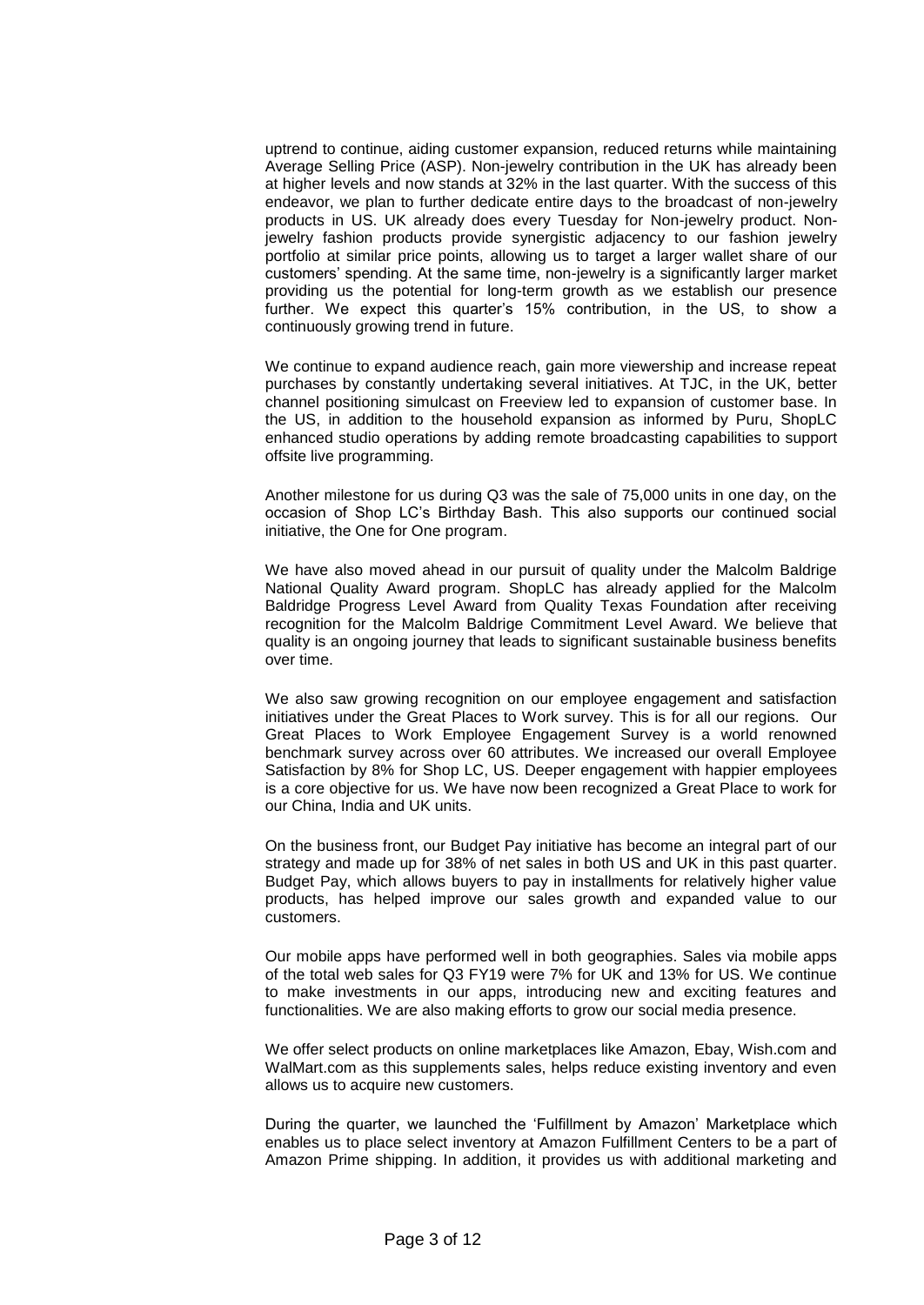uptrend to continue, aiding customer expansion, reduced returns while maintaining Average Selling Price (ASP). Non-jewelry contribution in the UK has already been at higher levels and now stands at 32% in the last quarter. With the success of this endeavor, we plan to further dedicate entire days to the broadcast of non-jewelry products in US. UK already does every Tuesday for Non-jewelry product. Non-jewelry fashion products provide synergistic adjacency to our fashion jewelry portfolio at similar price points, allowing us to target a larger wallet share of our customers' spending. At the same time, non-jewelry is a significantly larger market providing us the potential for long-term growth as we establish our presence further. We expect this quarter's 15% contribution, in the US, to show a continuously growing trend in future.

We continue to expand audience reach, gain more viewership and increase repeat purchases by constantly undertaking several initiatives. At TJC, in the UK, better channel positioning simulcast on Freeview led to expansion of customer base. In the US, in addition to the household expansion as informed by Puru, ShopLC enhanced studio operations by adding remote broadcasting capabilities to support offsite live programming.

Another milestone for us during Q3 was the sale of 75,000 units in one day, on the occasion of Shop LC's Birthday Bash. This also supports our continued social initiative, the One for One program.

We have also moved ahead in our pursuit of quality under the Malcolm Baldrige National Quality Award program. ShopLC has already applied for the Malcolm Baldridge Progress Level Award from Quality Texas Foundation after receiving recognition for the Malcolm Baldridge Commitment Level Award. We believe that quality is an ongoing journey that leads to significant sustainable business benefits over time.

We also saw growing recognition on our employee engagement and satisfaction initiatives under the Great Places to Work survey. This is for all our regions. Our Great Places to Work Employee Engagement Survey is a world renowned benchmark survey across over 60 attributes. We increased our overall Employee Satisfaction by 8% for Shop LC, US. Deeper engagement with happier employees is a core objective for us. We have now been recognized a Great Place to work for our China, India and UK units.

On the business front, our Budget Pay initiative has become an integral part of our strategy and made up for 38% of net sales in both US and UK in this past quarter. Budget Pay, which allows buyers to pay in installments for relatively higher value products, has helped improve our sales growth and expanded value to our customers.

Our mobile apps have performed well in both geographies. Sales via mobile apps of the total web sales for Q3 FY19 were 7% for UK and 13% for US. We continue to make investments in our apps, introducing new and exciting features and functionalities. We are also making efforts to grow our social media presence.

We offer select products on online marketplaces like Amazon, Ebay, Wish.com and WalMart.com as this supplements sales, helps reduce existing inventory and even allows us to acquire new customers.

During the quarter, we launched the 'Fulfillment by Amazon' Marketplace which enables us to place select inventory at Amazon Fulfillment Centers to be a part of Amazon Prime shipping. In addition, it provides us with additional marketing and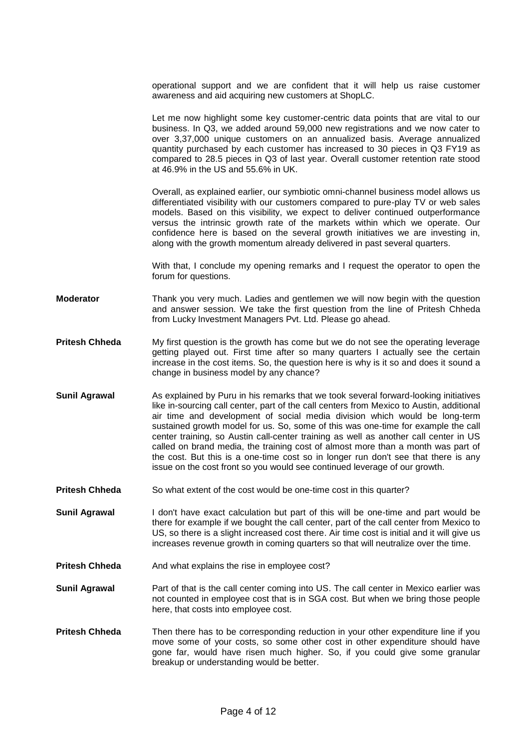operational support and we are confident that it will help us raise customer awareness and aid acquiring new customers at ShopLC.

Let me now highlight some key customer-centric data points that are vital to our business. In Q3, we added around 59,000 new registrations and we now cater to over 3,37,000 unique customers on an annualized basis. Average annualized quantity purchased by each customer has increased to 30 pieces in Q3 FY19 as compared to 28.5 pieces in Q3 of last year. Overall customer retention rate stood at 46.9% in the US and 55.6% in UK.

Overall, as explained earlier, our symbiotic omni-channel business model allows us differentiated visibility with our customers compared to pure-play TV or web sales models. Based on this visibility, we expect to deliver continued outperformance versus the intrinsic growth rate of the markets within which we operate. Our confidence here is based on the several growth initiatives we are investing in, along with the growth momentum already delivered in past several quarters.

With that, I conclude my opening remarks and I request the operator to open the forum for questions.

**Moderator** Thank you very much. Ladies and gentlemen we will now begin with the question and answer session. We take the first question from the line of Pritesh Chheda from Lucky Investment Managers Pvt. Ltd. Please go ahead.

**Pritesh Chheda** My first question is the growth has come but we do not see the operating leverage getting played out. First time after so many quarters I actually see the certain increase in the cost items. So, the question here is why is it so and does it sound a change in business model by any chance?

**Sunil Agrawal** As explained by Puru in his remarks that we took several forward-looking initiatives like in-sourcing call center, part of the call centers from Mexico to Austin, additional air time and development of social media division which would be long-term sustained growth model for us. So, some of this was one-time for example the call center training, so Austin call-center training as well as another call center in US called on brand media, the training cost of almost more than a month was part of the cost. But this is a one-time cost so in longer run don't see that there is any issue on the cost front so you would see continued leverage of our growth.

**Pritesh Chheda** So what extent of the cost would be one-time cost in this quarter?

**Sunil Agrawal** I don't have exact calculation but part of this will be one-time and part would be there for example if we bought the call center, part of the call center from Mexico to US, so there is a slight increased cost there. Air time cost is initial and it will give us increases revenue growth in coming quarters so that will neutralize over the time.

**Pritesh Chheda** And what explains the rise in employee cost?

**Sunil Agrawal** Part of that is the call center coming into US. The call center in Mexico earlier was not counted in employee cost that is in SGA cost. But when we bring those people here, that costs into employee cost.

**Pritesh Chheda** Then there has to be corresponding reduction in your other expenditure line if you move some of your costs, so some other cost in other expenditure should have gone far, would have risen much higher. So, if you could give some granular breakup or understanding would be better.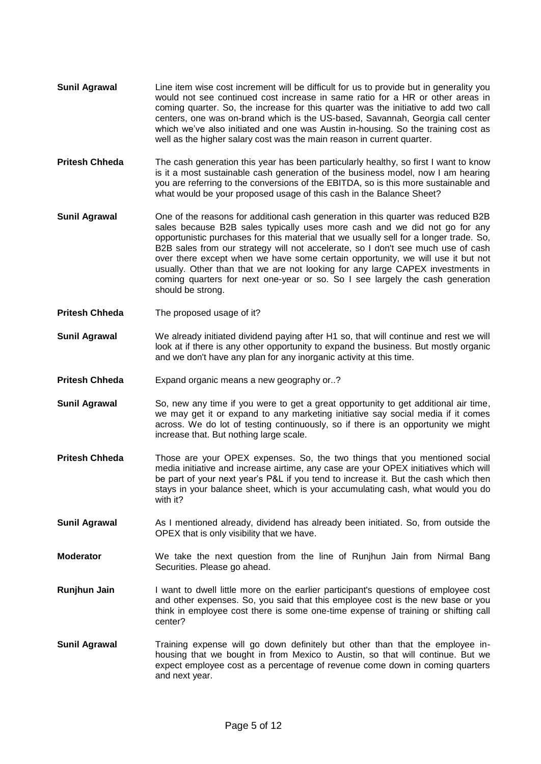**Sunil Agrawal** Line item wise cost increment will be difficult for us to provide but in generality you would not see continued cost increase in same ratio for a HR or other areas in coming quarter. So, the increase for this quarter was the initiative to add two call centers, one was on-brand which is the US-based, Savannah, Georgia call center which we've also initiated and one was Austin in-housing. So the training cost as well as the higher salary cost was the main reason in current quarter.

**Pritesh Chheda** The cash generation this year has been particularly healthy, so first I want to know is it a most sustainable cash generation of the business model, now I am hearing you are referring to the conversions of the EBITDA, so is this more sustainable and what would be your proposed usage of this cash in the Balance Sheet?

**Sunil Agrawal** One of the reasons for additional cash generation in this quarter was reduced B2B sales because B2B sales typically uses more cash and we did not go for any opportunistic purchases for this material that we usually sell for a longer trade. So, B2B sales from our strategy will not accelerate, so I don't see much use of cash over there except when we have some certain opportunity, we will use it but not usually. Other than that we are not looking for any large CAPEX investments in coming quarters for next one-year or so. So I see largely the cash generation should be strong.

**Pritesh Chheda** The proposed usage of it?

**Sunil Agrawal** We already initiated dividend paying after H1 so, that will continue and rest we will look at if there is any other opportunity to expand the business. But mostly organic and we don't have any plan for any inorganic activity at this time.

**Pritesh Chheda** Expand organic means a new geography or..?

**Sunil Agrawal** So, new any time if you were to get a great opportunity to get additional air time, we may get it or expand to any marketing initiative say social media if it comes across. We do lot of testing continuously, so if there is an opportunity we might increase that. But nothing large scale.

**Pritesh Chheda** Those are your OPEX expenses. So, the two things that you mentioned social media initiative and increase airtime, any case are your OPEX initiatives which will be part of your next year's P&L if you tend to increase it. But the cash which then stays in your balance sheet, which is your accumulating cash, what would you do with it?

**Sunil Agrawal** As I mentioned already, dividend has already been initiated. So, from outside the OPEX that is only visibility that we have.

**Moderator** We take the next question from the line of Runjhun Jain from Nirmal Bang Securities. Please go ahead.

**Runjhun Jain** I want to dwell little more on the earlier participant's questions of employee cost and other expenses. So, you said that this employee cost is the new base or you think in employee cost there is some one-time expense of training or shifting call center?

**Sunil Agrawal** Training expense will go down definitely but other than that the employee in-housing that we bought in from Mexico to Austin, so that will continue. But we expect employee cost as a percentage of revenue come down in coming quarters and next year.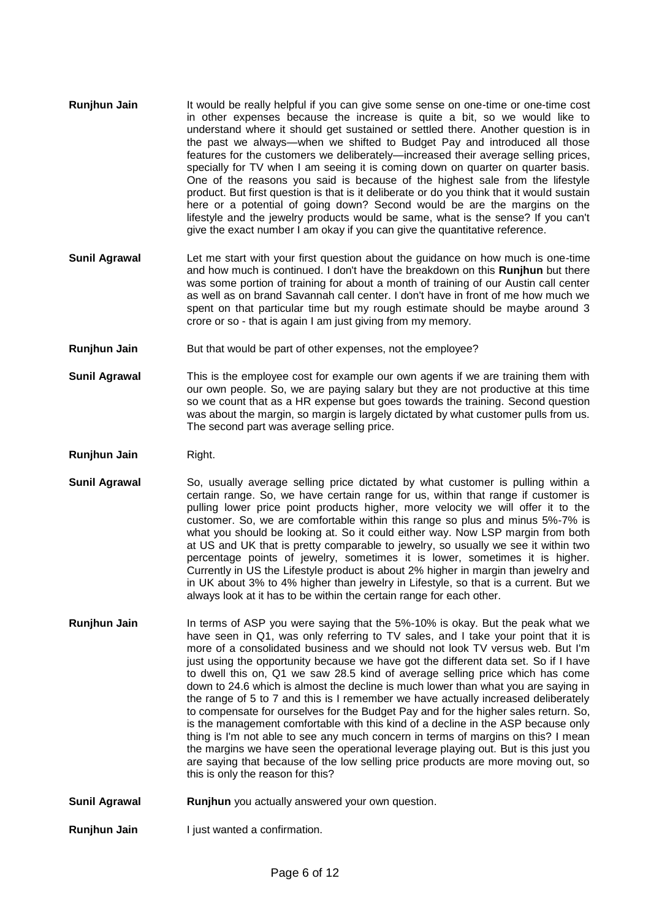**Runjhun Jain** It would be really helpful if you can give some sense on one-time or one-time cost in other expenses because the increase is quite a bit, so we would like to understand where it should get sustained or settled there. Another question is in the past we always—when we shifted to Budget Pay and introduced all those features for the customers we deliberately—increased their average selling prices, specially for TV when I am seeing it is coming down on quarter on quarter basis. One of the reasons you said is because of the highest sale from the lifestyle product. But first question is that is it deliberate or do you think that it would sustain here or a potential of going down? Second would be are the margins on the lifestyle and the jewelry products would be same, what is the sense? If you can't give the exact number I am okay if you can give the quantitative reference.

**Sunil Agrawal** Let me start with your first question about the guidance on how much is one-time and how much is continued. I don't have the breakdown on this **Runjhun** but there was some portion of training for about a month of training of our Austin call center as well as on brand Savannah call center. I don't have in front of me how much we spent on that particular time but my rough estimate should be maybe around 3 crore or so - that is again I am just giving from my memory.

**Runjhun Jain** But that would be part of other expenses, not the employee?

**Sunil Agrawal** This is the employee cost for example our own agents if we are training them with our own people. So, we are paying salary but they are not productive at this time so we count that as a HR expense but goes towards the training. Second question was about the margin, so margin is largely dictated by what customer pulls from us. The second part was average selling price.

**Runjhun Jain** Right.

**Sunil Agrawal** So, usually average selling price dictated by what customer is pulling within a certain range. So, we have certain range for us, within that range if customer is pulling lower price point products higher, more velocity we will offer it to the customer. So, we are comfortable within this range so plus and minus 5%-7% is what you should be looking at. So it could either way. Now LSP margin from both at US and UK that is pretty comparable to jewelry, so usually we see it within two percentage points of jewelry, sometimes it is lower, sometimes it is higher. Currently in US the Lifestyle product is about 2% higher in margin than jewelry and in UK about 3% to 4% higher than jewelry in Lifestyle, so that is a current. But we always look at it has to be within the certain range for each other.

**Runjhun Jain** In terms of ASP you were saying that the 5%-10% is okay. But the peak what we have seen in Q1, was only referring to TV sales, and I take your point that it is more of a consolidated business and we should not look TV versus web. But I'm just using the opportunity because we have got the different data set. So if I have to dwell this on, Q1 we saw 28.5 kind of average selling price which has come down to 24.6 which is almost the decline is much lower than what you are saying in the range of 5 to 7 and this is I remember we have actually increased deliberately to compensate for ourselves for the Budget Pay and for the higher sales return. So, is the management comfortable with this kind of a decline in the ASP because only thing is I'm not able to see any much concern in terms of margins on this? I mean the margins we have seen the operational leverage playing out. But is this just you are saying that because of the low selling price products are more moving out, so this is only the reason for this?

**Sunil Agrawal** **Runjhun** you actually answered your own question.

**Runjhun Jain** I just wanted a confirmation.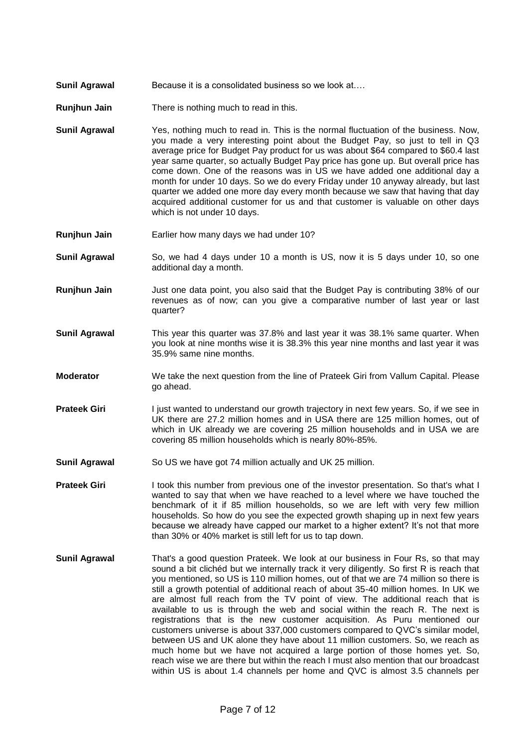**Sunil Agrawal** Because it is a consolidated business so we look at….

**Runjhun Jain** There is nothing much to read in this.

**Sunil Agrawal** Yes, nothing much to read in. This is the normal fluctuation of the business. Now, you made a very interesting point about the Budget Pay, so just to tell in Q3 average price for Budget Pay product for us was about $64 compared to $60.4 last year same quarter, so actually Budget Pay price has gone up. But overall price has come down. One of the reasons was in US we have added one additional day a month for under 10 days. So we do every Friday under 10 anyway already, but last quarter we added one more day every month because we saw that having that day acquired additional customer for us and that customer is valuable on other days which is not under 10 days.

**Runjhun Jain** Earlier how many days we had under 10?

**Sunil Agrawal** So, we had 4 days under 10 a month is US, now it is 5 days under 10, so one additional day a month.

**Runjhun Jain** Just one data point, you also said that the Budget Pay is contributing 38% of our revenues as of now; can you give a comparative number of last year or last quarter?

**Sunil Agrawal** This year this quarter was 37.8% and last year it was 38.1% same quarter. When you look at nine months wise it is 38.3% this year nine months and last year it was 35.9% same nine months.

**Moderator** We take the next question from the line of Prateek Giri from Vallum Capital. Please go ahead.

**Prateek Giri** I just wanted to understand our growth trajectory in next few years. So, if we see in UK there are 27.2 million homes and in USA there are 125 million homes, out of which in UK already we are covering 25 million households and in USA we are covering 85 million households which is nearly 80%-85%.

**Sunil Agrawal** So US we have got 74 million actually and UK 25 million.

**Prateek Giri** I took this number from previous one of the investor presentation. So that's what I wanted to say that when we have reached to a level where we have touched the benchmark of it if 85 million households, so we are left with very few million households. So how do you see the expected growth shaping up in next few years because we already have capped our market to a higher extent? It's not that more than 30% or 40% market is still left for us to tap down.

**Sunil Agrawal** That's a good question Prateek. We look at our business in Four Rs, so that may sound a bit clichéd but we internally track it very diligently. So first R is reach that you mentioned, so US is 110 million homes, out of that we are 74 million so there is still a growth potential of additional reach of about 35-40 million homes. In UK we are almost full reach from the TV point of view. The additional reach that is available to us is through the web and social within the reach R. The next is registrations that is the new customer acquisition. As Puru mentioned our customers universe is about 337,000 customers compared to QVC's similar model, between US and UK alone they have about 11 million customers. So, we reach as much home but we have not acquired a large portion of those homes yet. So, reach wise we are there but within the reach I must also mention that our broadcast within US is about 1.4 channels per home and QVC is almost 3.5 channels per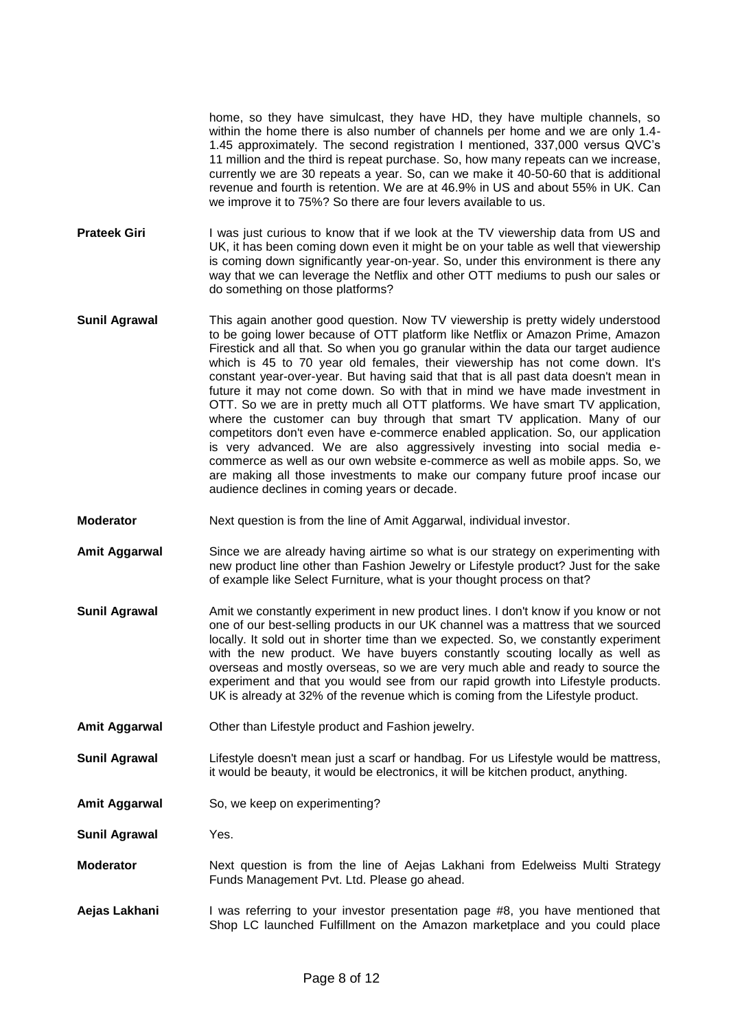home, so they have simulcast, they have HD, they have multiple channels, so within the home there is also number of channels per home and we are only 1.4-1.45 approximately. The second registration I mentioned, 337,000 versus QVC's 11 million and the third is repeat purchase. So, how many repeats can we increase, currently we are 30 repeats a year. So, can we make it 40-50-60 that is additional revenue and fourth is retention. We are at 46.9% in US and about 55% in UK. Can we improve it to 75%? So there are four levers available to us.

**Prateek Giri**: I was just curious to know that if we look at the TV viewership data from US and UK, it has been coming down even it might be on your table as well that viewership is coming down significantly year-on-year. So, under this environment is there any way that we can leverage the Netflix and other OTT mediums to push our sales or do something on those platforms?

**Sunil Agrawal**: This again another good question. Now TV viewership is pretty widely understood to be going lower because of OTT platform like Netflix or Amazon Prime, Amazon Firestick and all that. So when you go granular within the data our target audience which is 45 to 70 year old females, their viewership has not come down. It's constant year-over-year. But having said that that is all past data doesn't mean in future it may not come down. So with that in mind we have made investment in OTT. So we are in pretty much all OTT platforms. We have smart TV application, where the customer can buy through that smart TV application. Many of our competitors don't even have e-commerce enabled application. So, our application is very advanced. We are also aggressively investing into social media e-commerce as well as our own website e-commerce as well as mobile apps. So, we are making all those investments to make our company future proof incase our audience declines in coming years or decade.

**Moderator**: Next question is from the line of Amit Aggarwal, individual investor.

**Amit Aggarwal**: Since we are already having airtime so what is our strategy on experimenting with new product line other than Fashion Jewelry or Lifestyle product? Just for the sake of example like Select Furniture, what is your thought process on that?

**Sunil Agrawal**: Amit we constantly experiment in new product lines. I don't know if you know or not one of our best-selling products in our UK channel was a mattress that we sourced locally. It sold out in shorter time than we expected. So, we constantly experiment with the new product. We have buyers constantly scouting locally as well as overseas and mostly overseas, so we are very much able and ready to source the experiment and that you would see from our rapid growth into Lifestyle products. UK is already at 32% of the revenue which is coming from the Lifestyle product.

**Amit Aggarwal**: Other than Lifestyle product and Fashion jewelry.

**Sunil Agrawal**: Lifestyle doesn't mean just a scarf or handbag. For us Lifestyle would be mattress, it would be beauty, it would be electronics, it will be kitchen product, anything.

**Amit Aggarwal**: So, we keep on experimenting?

**Sunil Agrawal**: Yes.

**Moderator**: Next question is from the line of Aejas Lakhani from Edelweiss Multi Strategy Funds Management Pvt. Ltd. Please go ahead.

**Aejas Lakhani**: I was referring to your investor presentation page #8, you have mentioned that Shop LC launched Fulfillment on the Amazon marketplace and you could place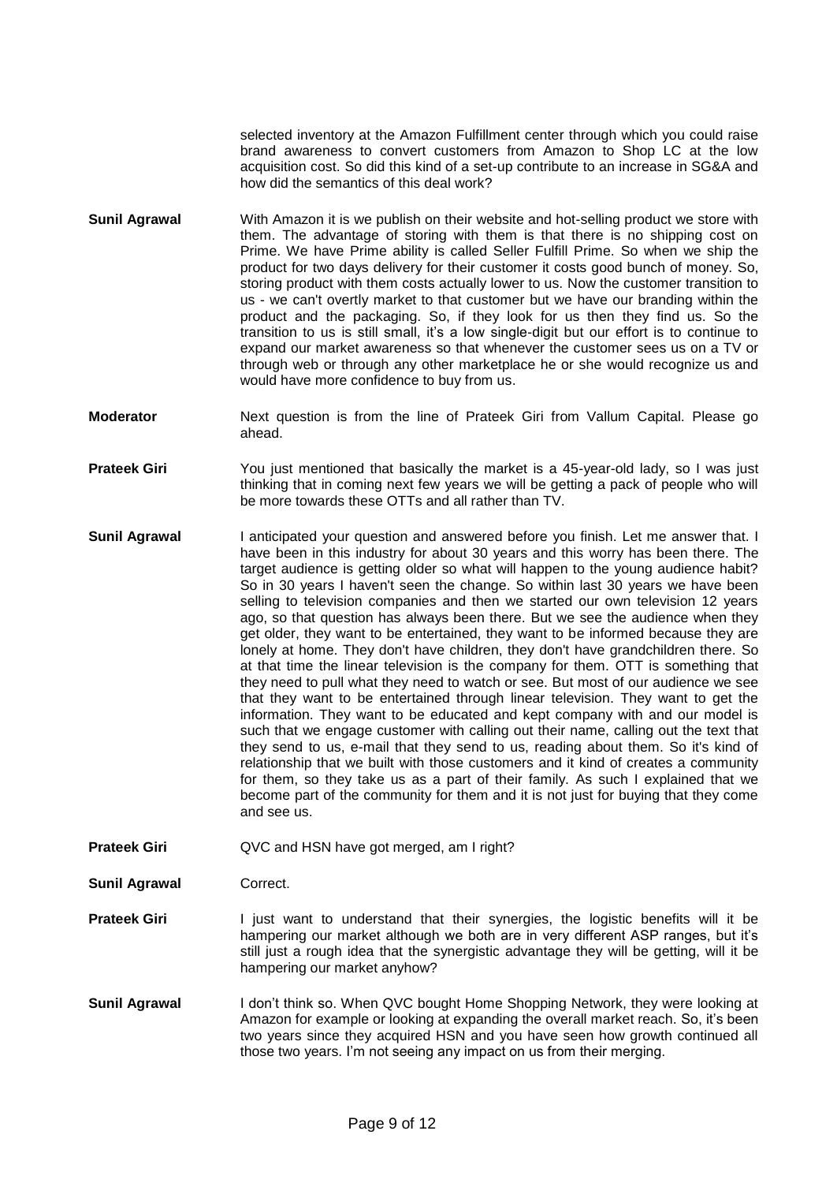selected inventory at the Amazon Fulfillment center through which you could raise brand awareness to convert customers from Amazon to Shop LC at the low acquisition cost. So did this kind of a set-up contribute to an increase in SG&A and how did the semantics of this deal work?

**Sunil Agrawal** With Amazon it is we publish on their website and hot-selling product we store with them. The advantage of storing with them is that there is no shipping cost on Prime. We have Prime ability is called Seller Fulfill Prime. So when we ship the product for two days delivery for their customer it costs good bunch of money. So, storing product with them costs actually lower to us. Now the customer transition to us - we can't overtly market to that customer but we have our branding within the product and the packaging. So, if they look for us then they find us. So the transition to us is still small, it's a low single-digit but our effort is to continue to expand our market awareness so that whenever the customer sees us on a TV or through web or through any other marketplace he or she would recognize us and would have more confidence to buy from us.

**Moderator** Next question is from the line of Prateek Giri from Vallum Capital. Please go ahead.

**Prateek Giri** You just mentioned that basically the market is a 45-year-old lady, so I was just thinking that in coming next few years we will be getting a pack of people who will be more towards these OTTs and all rather than TV.

**Sunil Agrawal** I anticipated your question and answered before you finish. Let me answer that. I have been in this industry for about 30 years and this worry has been there. The target audience is getting older so what will happen to the young audience habit? So in 30 years I haven't seen the change. So within last 30 years we have been selling to television companies and then we started our own television 12 years ago, so that question has always been there. But we see the audience when they get older, they want to be entertained, they want to be informed because they are lonely at home. They don't have children, they don't have grandchildren there. So at that time the linear television is the company for them. OTT is something that they need to pull what they need to watch or see. But most of our audience we see that they want to be entertained through linear television. They want to get the information. They want to be educated and kept company with and our model is such that we engage customer with calling out their name, calling out the text that they send to us, e-mail that they send to us, reading about them. So it's kind of relationship that we built with those customers and it kind of creates a community for them, so they take us as a part of their family. As such I explained that we become part of the community for them and it is not just for buying that they come and see us.

**Prateek Giri** QVC and HSN have got merged, am I right?

**Sunil Agrawal** Correct.

**Prateek Giri** I just want to understand that their synergies, the logistic benefits will it be hampering our market although we both are in very different ASP ranges, but it's still just a rough idea that the synergistic advantage they will be getting, will it be hampering our market anyhow?

**Sunil Agrawal** I don't think so. When QVC bought Home Shopping Network, they were looking at Amazon for example or looking at expanding the overall market reach. So, it's been two years since they acquired HSN and you have seen how growth continued all those two years. I'm not seeing any impact on us from their merging.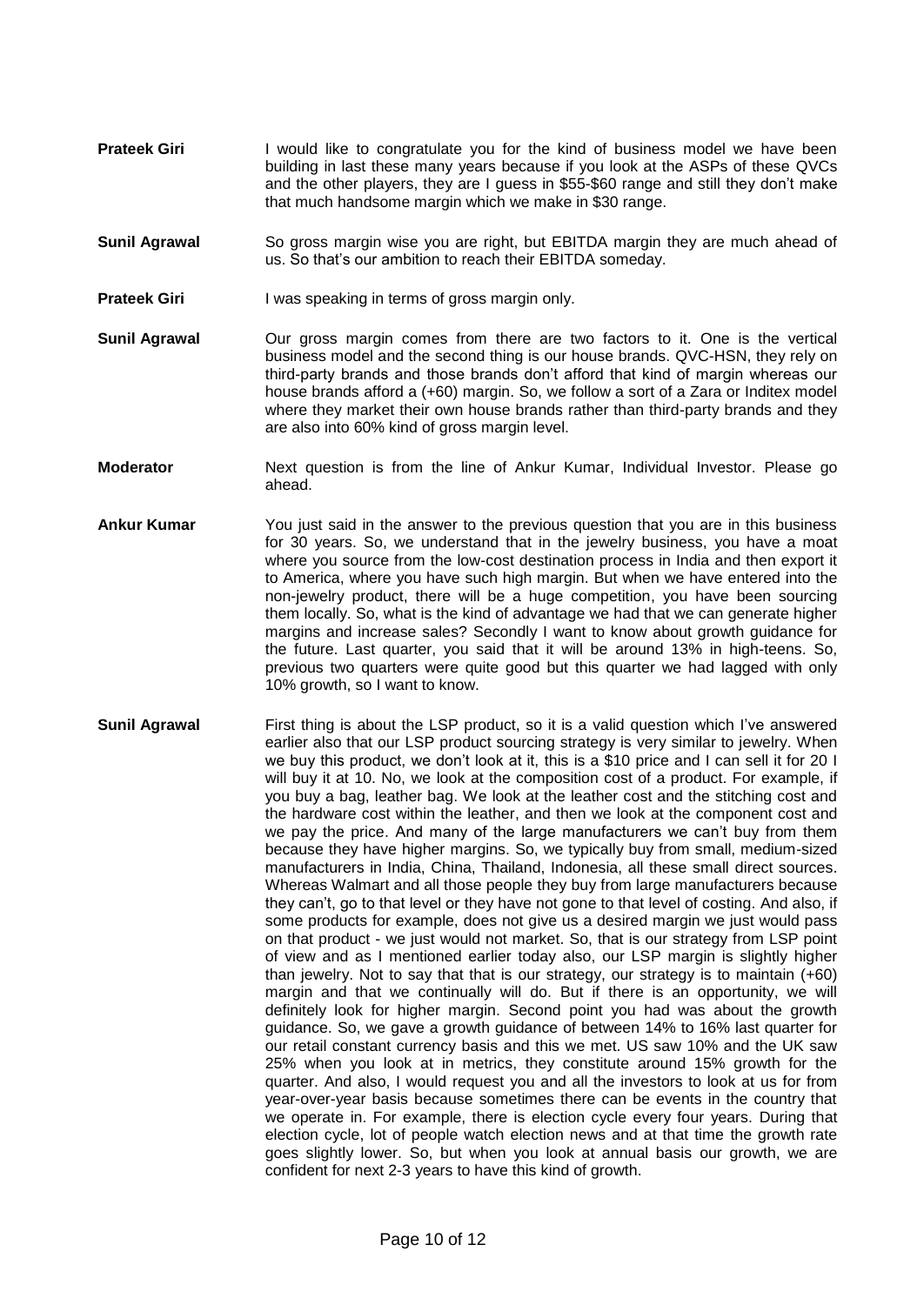**Prateek Giri** I would like to congratulate you for the kind of business model we have been building in last these many years because if you look at the ASPs of these QVCs and the other players, they are I guess in $55-$60 range and still they don't make that much handsome margin which we make in $30 range.

**Sunil Agrawal** So gross margin wise you are right, but EBITDA margin they are much ahead of us. So that's our ambition to reach their EBITDA someday.

**Prateek Giri** I was speaking in terms of gross margin only.

**Sunil Agrawal** Our gross margin comes from there are two factors to it. One is the vertical business model and the second thing is our house brands. QVC-HSN, they rely on third-party brands and those brands don't afford that kind of margin whereas our house brands afford a (+60) margin. So, we follow a sort of a Zara or Inditex model where they market their own house brands rather than third-party brands and they are also into 60% kind of gross margin level.

**Moderator** Next question is from the line of Ankur Kumar, Individual Investor. Please go ahead.

**Ankur Kumar** You just said in the answer to the previous question that you are in this business for 30 years. So, we understand that in the jewelry business, you have a moat where you source from the low-cost destination process in India and then export it to America, where you have such high margin. But when we have entered into the non-jewelry product, there will be a huge competition, you have been sourcing them locally. So, what is the kind of advantage we had that we can generate higher margins and increase sales? Secondly I want to know about growth guidance for the future. Last quarter, you said that it will be around 13% in high-teens. So, previous two quarters were quite good but this quarter we had lagged with only 10% growth, so I want to know.

**Sunil Agrawal** First thing is about the LSP product, so it is a valid question which I've answered earlier also that our LSP product sourcing strategy is very similar to jewelry. When we buy this product, we don't look at it, this is a $10 price and I can sell it for 20 I will buy it at 10. No, we look at the composition cost of a product. For example, if you buy a bag, leather bag. We look at the leather cost and the stitching cost and the hardware cost within the leather, and then we look at the component cost and we pay the price. And many of the large manufacturers we can't buy from them because they have higher margins. So, we typically buy from small, medium-sized manufacturers in India, China, Thailand, Indonesia, all these small direct sources. Whereas Walmart and all those people they buy from large manufacturers because they can't, go to that level or they have not gone to that level of costing. And also, if some products for example, does not give us a desired margin we just would pass on that product - we just would not market. So, that is our strategy from LSP point of view and as I mentioned earlier today also, our LSP margin is slightly higher than jewelry. Not to say that that is our strategy, our strategy is to maintain (+60) margin and that we continually will do. But if there is an opportunity, we will definitely look for higher margin. Second point you had was about the growth guidance. So, we gave a growth guidance of between 14% to 16% last quarter for our retail constant currency basis and this we met. US saw 10% and the UK saw 25% when you look at in metrics, they constitute around 15% growth for the quarter. And also, I would request you and all the investors to look at us for from year-over-year basis because sometimes there can be events in the country that we operate in. For example, there is election cycle every four years. During that election cycle, lot of people watch election news and at that time the growth rate goes slightly lower. So, but when you look at annual basis our growth, we are confident for next 2-3 years to have this kind of growth.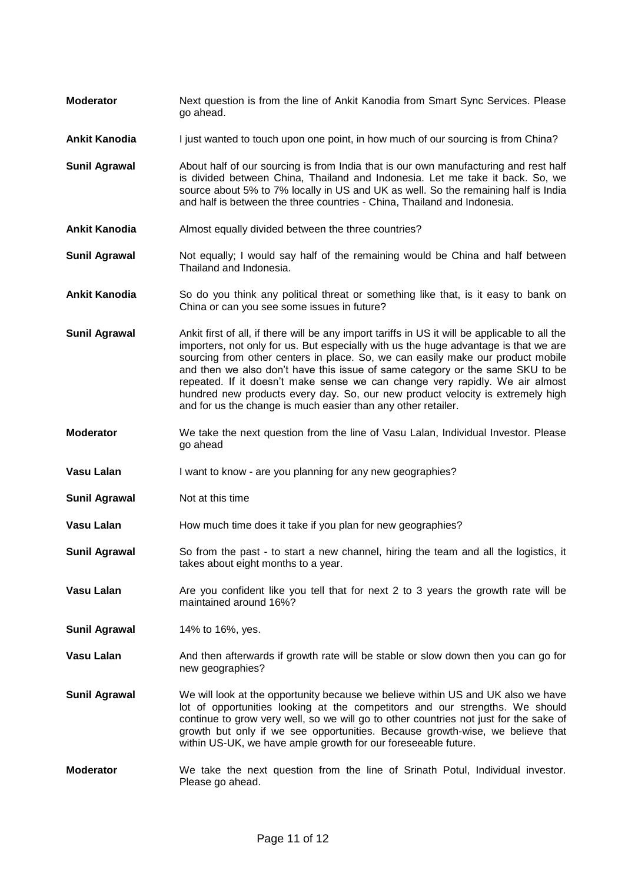**Moderator** Next question is from the line of Ankit Kanodia from Smart Sync Services. Please go ahead.

**Ankit Kanodia** I just wanted to touch upon one point, in how much of our sourcing is from China?

**Sunil Agrawal** About half of our sourcing is from India that is our own manufacturing and rest half is divided between China, Thailand and Indonesia. Let me take it back. So, we source about 5% to 7% locally in US and UK as well. So the remaining half is India and half is between the three countries - China, Thailand and Indonesia.

**Ankit Kanodia** Almost equally divided between the three countries?

**Sunil Agrawal** Not equally; I would say half of the remaining would be China and half between Thailand and Indonesia.

**Ankit Kanodia** So do you think any political threat or something like that, is it easy to bank on China or can you see some issues in future?

**Sunil Agrawal** Ankit first of all, if there will be any import tariffs in US it will be applicable to all the importers, not only for us. But especially with us the huge advantage is that we are sourcing from other centers in place. So, we can easily make our product mobile and then we also don't have this issue of same category or the same SKU to be repeated. If it doesn't make sense we can change very rapidly. We air almost hundred new products every day. So, our new product velocity is extremely high and for us the change is much easier than any other retailer.

**Moderator** We take the next question from the line of Vasu Lalan, Individual Investor. Please go ahead

**Vasu Lalan** I want to know - are you planning for any new geographies?

**Sunil Agrawal** Not at this time

**Vasu Lalan** How much time does it take if you plan for new geographies?

**Sunil Agrawal** So from the past - to start a new channel, hiring the team and all the logistics, it takes about eight months to a year.

**Vasu Lalan** Are you confident like you tell that for next 2 to 3 years the growth rate will be maintained around 16%?

**Sunil Agrawal** 14% to 16%, yes.

**Vasu Lalan** And then afterwards if growth rate will be stable or slow down then you can go for new geographies?

**Sunil Agrawal** We will look at the opportunity because we believe within US and UK also we have lot of opportunities looking at the competitors and our strengths. We should continue to grow very well, so we will go to other countries not just for the sake of growth but only if we see opportunities. Because growth-wise, we believe that within US-UK, we have ample growth for our foreseeable future.

**Moderator** We take the next question from the line of Srinath Potul, Individual investor. Please go ahead.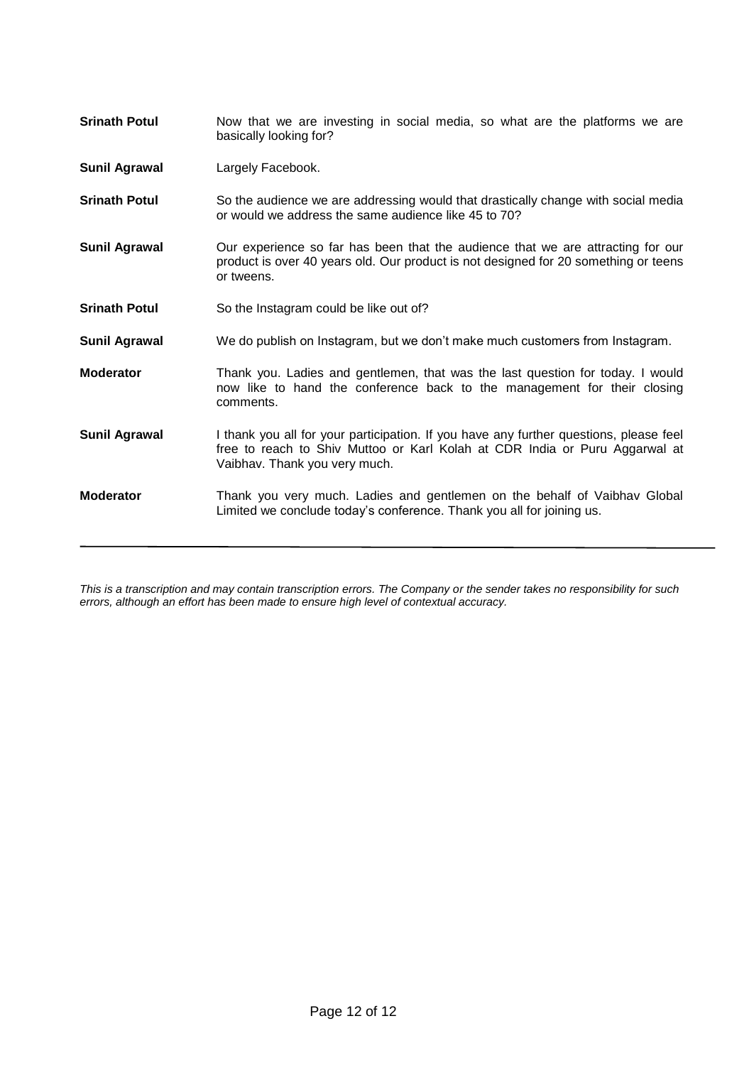**Srinath Potul** Now that we are investing in social media, so what are the platforms we are basically looking for?

**Sunil Agrawal** Largely Facebook.

**Srinath Potul** So the audience we are addressing would that drastically change with social media or would we address the same audience like 45 to 70?

**Sunil Agrawal** Our experience so far has been that the audience that we are attracting for our product is over 40 years old. Our product is not designed for 20 something or teens or tweens.

**Srinath Potul** So the Instagram could be like out of?

**Sunil Agrawal** We do publish on Instagram, but we don't make much customers from Instagram.

**Moderator** Thank you. Ladies and gentlemen, that was the last question for today. I would now like to hand the conference back to the management for their closing comments.

**Sunil Agrawal** I thank you all for your participation. If you have any further questions, please feel free to reach to Shiv Muttoo or Karl Kolah at CDR India or Puru Aggarwal at Vaibhav. Thank you very much.

**Moderator** Thank you very much. Ladies and gentlemen on the behalf of Vaibhav Global Limited we conclude today's conference. Thank you all for joining us.

---

*This is a transcription and may contain transcription errors. The Company or the sender takes no responsibility for such errors, although an effort has been made to ensure high level of contextual accuracy.*